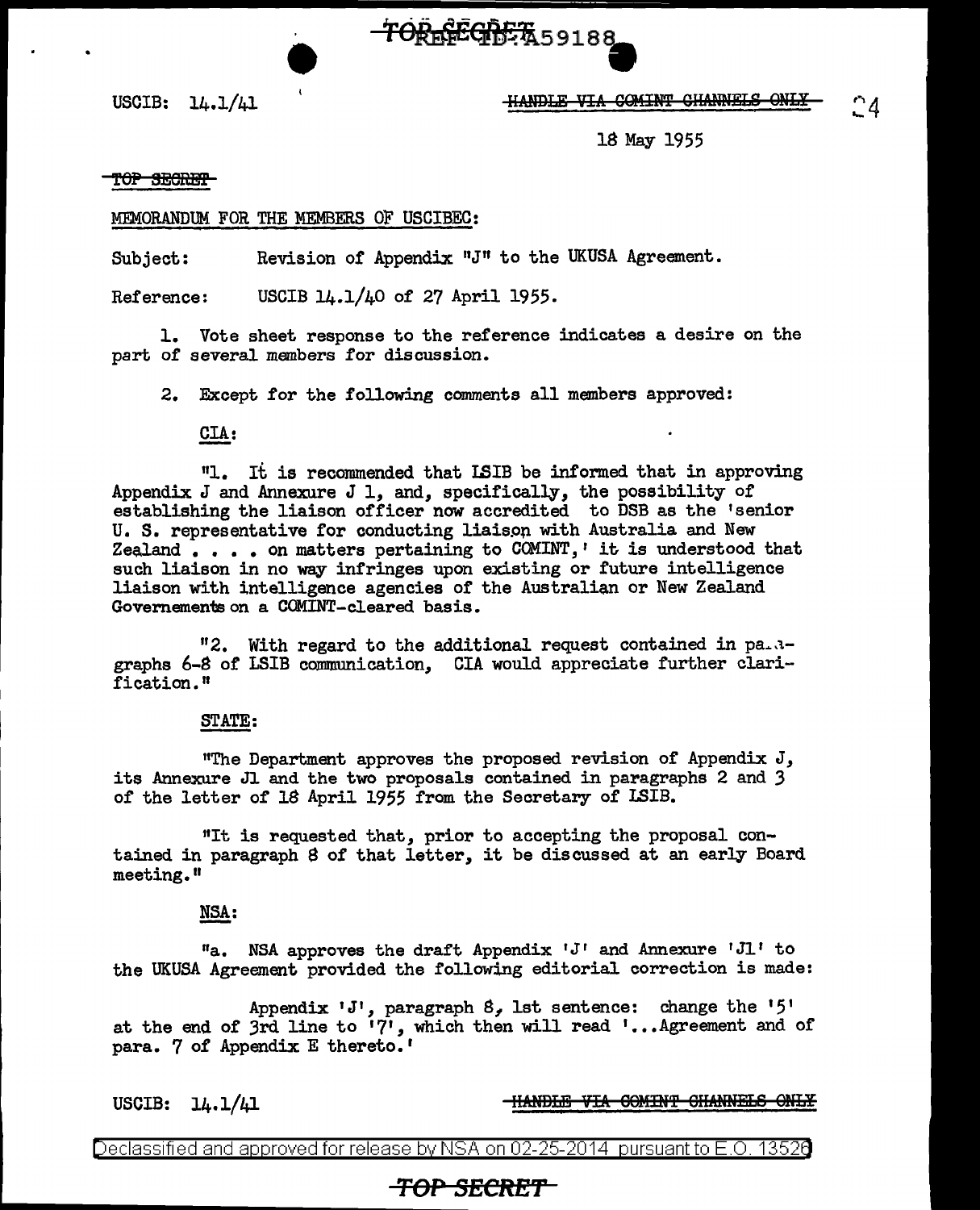USCIB: 14.1/41

~~HANDLE VIA COMINT CHANNELS ONLY~~

18 May 1955

~~TOP SECRET~~

MEMORANDUM FOR THE MEMBERS OF USCIBEC:

Subject: Revision of Appendix "J" to the UKUSA Agreement.

Reference: USCIB 14.1/40 of 27 April 1955.

1. Vote sheet response to the reference indicates a desire on the part of several members for discussion.

2. Except for the following comments all members approved:

CIA:

"1. It is recommended that LSIB be informed that in approving Appendix J and Annexure J 1, and, specifically, the possibility of establishing the liaison officer now accredited to DSB as the 'senior U. S. representative for conducting liaison with Australia and New Zealand . . . . on matters pertaining to COMINT,' it is understood that such liaison in no way infringes upon existing or future intelligence liaison with intelligence agencies of the Australian or New Zealand Governements on a COMINT-cleared basis.

"2. With regard to the additional request contained in paragraphs 6-8 of LSIB communication, CIA would appreciate further clarification."

STATE:

"The Department approves the proposed revision of Appendix J, its Annexure J1 and the two proposals contained in paragraphs 2 and 3 of the letter of 18 April 1955 from the Secretary of LSIB.

"It is requested that, prior to accepting the proposal contained in paragraph 8 of that letter, it be discussed at an early Board meeting."

NSA:

"a. NSA approves the draft Appendix 'J' and Annexure 'J1' to the UKUSA Agreement provided the following editorial correction is made:

Appendix 'J', paragraph 8, 1st sentence: change the '5' at the end of 3rd line to '7', which then will read '...Agreement and of para. 7 of Appendix E thereto.'

USCIB: 14.1/41

~~HANDLE VIA COMINT CHANNELS ONLY~~

Declassified and approved for release by NSA on 02-25-2014 pursuant to E.O. 13526

~~TOP SECRET~~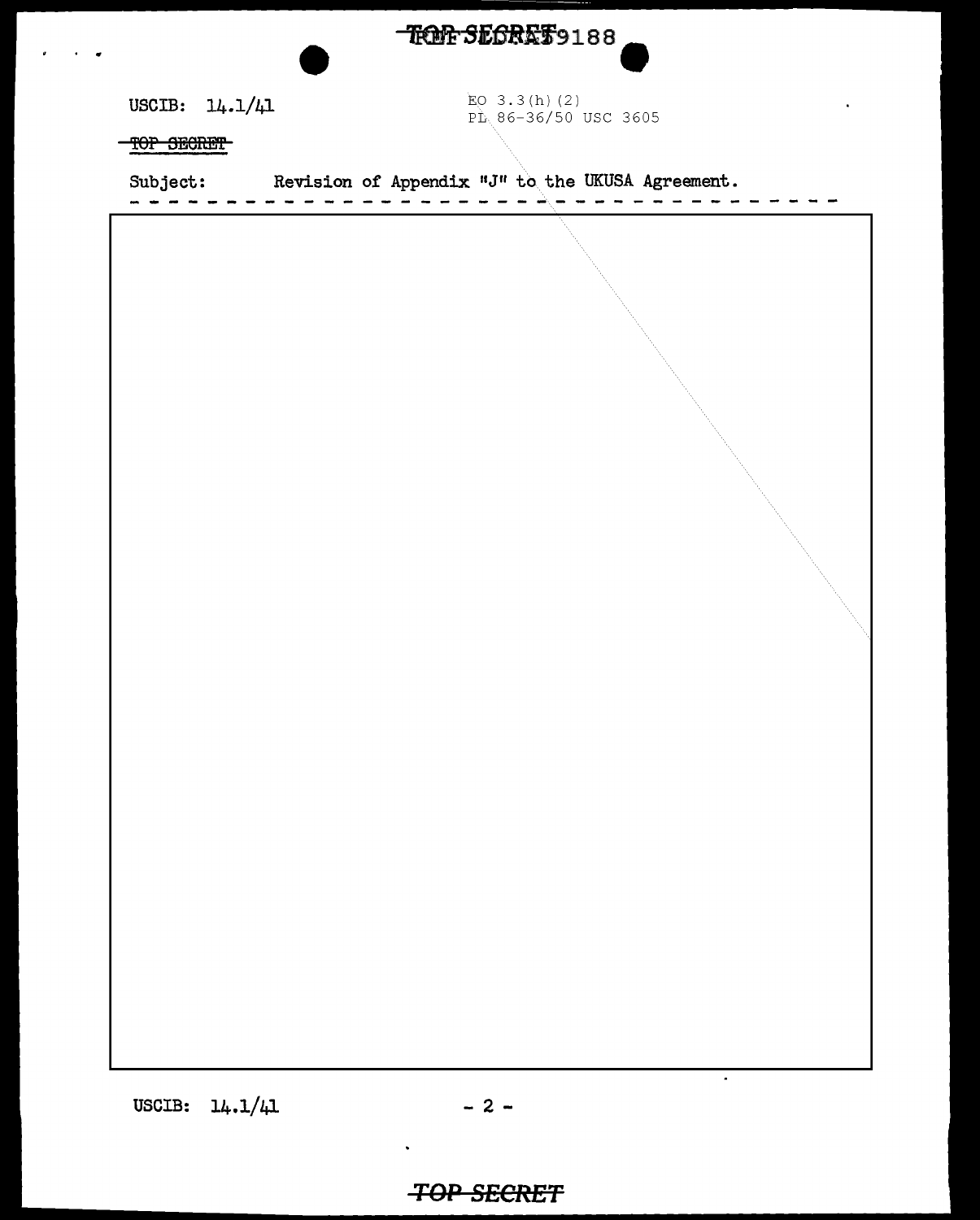USCIB: 14.1/41

EO 3.3(h)(2)
PL 86-36/50 USC 3605

~~TOP SECRET~~

Subject: Revision of Appendix "J" to the UKUSA Agreement.

- - - - - - - - - - - - - - - - - - - - - - - - - - - - - - - - - - - - - - - -

USCIB: 14.1/41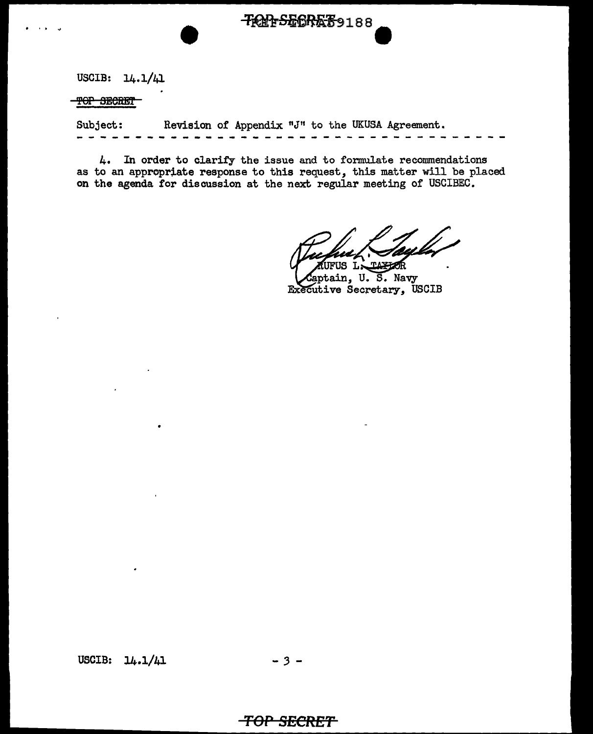USCIB: 14.1/41

~~TOP SECRET~~

Subject: Revision of Appendix "J" to the UKUSA Agreement.

- - - - - - - - - - - - - - - - - - - - - - - - - - - - - - - - - - - -

4. In order to clarify the issue and to formulate recommendations as to an appropriate response to this request, this matter will be placed on the agenda for discussion at the next regular meeting of USCIBEC.

RUFUS L. TAYLOR
Captain, U. S. Navy
Executive Secretary, USCIB